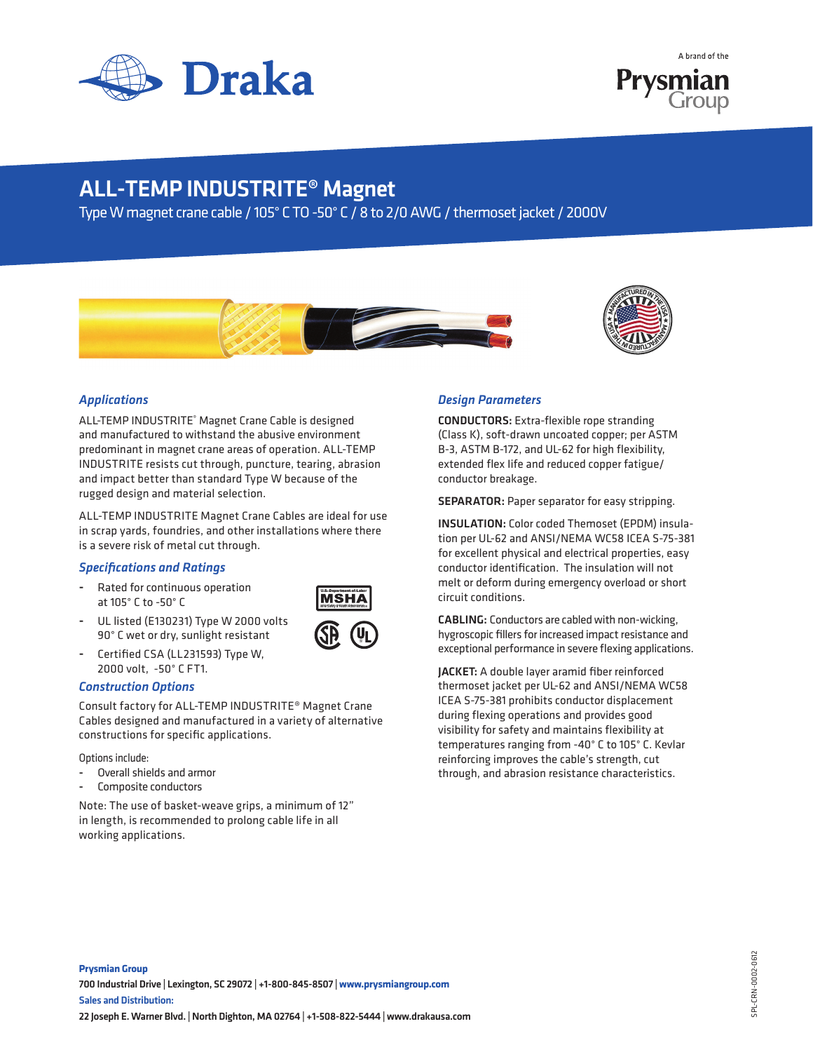# ALL-TEMP INDUSTRITE® Magnet

Type W magnet crane cable / 105° C TO -50° C / 8 to 2/0 AWG / thermoset jacket / 2000V

## *Applications*

ALL-TEMP INDUSTRITE® Magnet Crane Cable is designed and manufactured to withstand the abusive environment predominant in magnet crane areas of operation. ALL-TEMP INDUSTRITE resists cut through, puncture, tearing, abrasion and impact better than standard Type W because of the rugged design and material selection.

ALL-TEMP INDUSTRITE Magnet Crane Cables are ideal for use in scrap yards, foundries, and other installations where there is a severe risk of metal cut through.

## *Specifications and Ratings*

- Rated for continuous operation at 105° C to -50° C
- UL listed (E130231) Type W 2000 volts 90° C wet or dry, sunlight resistant
- Certified CSA (LL231593) Type W, 2000 volt, -50° C FT1.

## *Construction Options*

Consult factory for ALL-TEMP INDUSTRITE® Magnet Crane Cables designed and manufactured in a variety of alternative constructions for specific applications.

Options include:

- Overall shields and armor
- Composite conductors

Note: The use of basket-weave grips, a minimum of 12" in length, is recommended to prolong cable life in all working applications.

## *Design Parameters*

**CONDUCTORS:** Extra-flexible rope stranding (Class K), soft-drawn uncoated copper; per ASTM B-3, ASTM B-172, and UL-62 for high flexibility, extended flex life and reduced copper fatigue/ conductor breakage.

**SEPARATOR:** Paper separator for easy stripping.

**INSULATION:** Color coded Thermoset (EPDM) insulation per UL-62 and ANSI/NEMA WC58 ICEA S-75-381 for excellent physical and electrical properties, easy conductor identification. The insulation will not melt or deform during emergency overload or short circuit conditions.

**CABLING:** Conductors are cabled with non-wicking, hygroscopic fillers for increased impact resistance and exceptional performance in severe flexing applications.

**JACKET:** A double layer aramid fiber reinforced thermoset jacket per UL-62 and ANSI/NEMA WC58 ICEA S-75-381 prohibits conductor displacement during flexing operations and provides good visibility for safety and maintains flexibility at temperatures ranging from -40° C to 105° C. Kevlar reinforcing improves the cable's strength, cut through, and abrasion resistance characteristics.

**Prysmian Group**
700 Industrial Drive | Lexington, SC 29072 | +1-800-845-8507 | www.prysmiangroup.com
**Sales and Distribution:**
22 Joseph E. Warner Blvd. | North Dighton, MA 02764 | +1-508-822-5444 | www.drakausa.com

SPL-CRN-0002-0612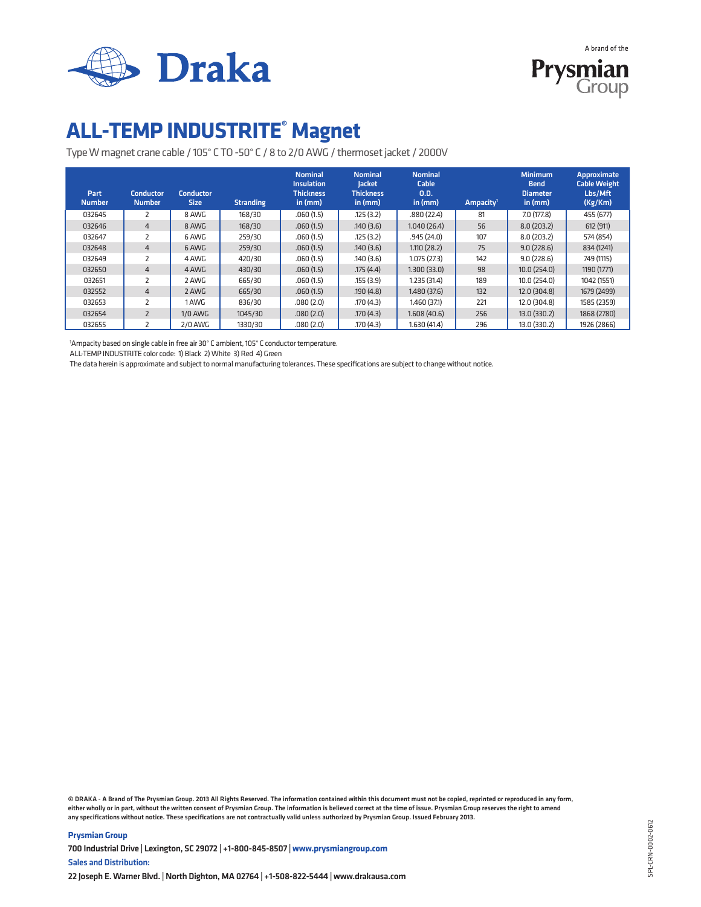Draka

A brand of the Prysmian Group

# ALL-TEMP INDUSTRITE® Magnet

Type W magnet crane cable / 105° C TO -50° C / 8 to 2/0 AWG / thermoset jacket / 2000V

| Part Number | Conductor Number | Conductor Size | Stranding | Nominal Insulation Thickness in (mm) | Nominal Jacket Thickness in (mm) | Nominal Cable O.D. in (mm) | Ampacity[1] | Minimum Bend Diameter in (mm) | Approximate Cable Weight Lbs/Mft (Kg/Km) |
|---|---|---|---|---|---|---|---|---|---|
| 032645 | 2 | 8 AWG | 168/30 | .060 (1.5) | .125 (3.2) | .880 (22.4) | 81 | 7.0 (177.8) | 455 (677) |
| 032646 | 4 | 8 AWG | 168/30 | .060 (1.5) | .140 (3.6) | 1.040 (26.4) | 56 | 8.0 (203.2) | 612 (911) |
| 032647 | 2 | 6 AWG | 259/30 | .060 (1.5) | .125 (3.2) | .945 (24.0) | 107 | 8.0 (203.2) | 574 (854) |
| 032648 | 4 | 6 AWG | 259/30 | .060 (1.5) | .140 (3.6) | 1.110 (28.2) | 75 | 9.0 (228.6) | 834 (1241) |
| 032649 | 2 | 4 AWG | 420/30 | .060 (1.5) | .140 (3.6) | 1.075 (27.3) | 142 | 9.0 (228.6) | 749 (1115) |
| 032650 | 4 | 4 AWG | 430/30 | .060 (1.5) | .175 (4.4) | 1.300 (33.0) | 98 | 10.0 (254.0) | 1190 (1771) |
| 032651 | 2 | 2 AWG | 665/30 | .060 (1.5) | .155 (3.9) | 1.235 (31.4) | 189 | 10.0 (254.0) | 1042 (1551) |
| 032552 | 4 | 2 AWG | 665/30 | .060 (1.5) | .190 (4.8) | 1.480 (37.6) | 132 | 12.0 (304.8) | 1679 (2499) |
| 032653 | 2 | 1 AWG | 836/30 | .080 (2.0) | .170 (4.3) | 1.460 (37.1) | 221 | 12.0 (304.8) | 1585 (2359) |
| 032654 | 2 | 1/0 AWG | 1045/30 | .080 (2.0) | .170 (4.3) | 1.608 (40.6) | 256 | 13.0 (330.2) | 1868 (2780) |
| 032655 | 2 | 2/0 AWG | 1330/30 | .080 (2.0) | .170 (4.3) | 1.630 (41.4) | 296 | 13.0 (330.2) | 1926 (2866) |

[1]Ampacity based on single cable in free air 30° C ambient, 105° C conductor temperature.

ALL-TEMP INDUSTRITE color code: 1) Black 2) White 3) Red 4) Green

The data herein is approximate and subject to normal manufacturing tolerances. These specifications are subject to change without notice.

**© DRAKA - A Brand of The Prysmian Group. 2013 All Rights Reserved. The information contained within this document must not be copied, reprinted or reproduced in any form, either wholly or in part, without the written consent of Prysmian Group. The information is believed correct at the time of issue. Prysmian Group reserves the right to amend any specifications without notice. These specifications are not contractually valid unless authorized by Prysmian Group. Issued February 2013.**

**Prysmian Group**

**700 Industrial Drive | Lexington, SC 29072 | +1-800-845-8507 | www.prysmiangroup.com**

**Sales and Distribution:**

**22 Joseph E. Warner Blvd. | North Dighton, MA 02764 | +1-508-822-5444 | www.drakausa.com**

SPL-CRN-0002-0612